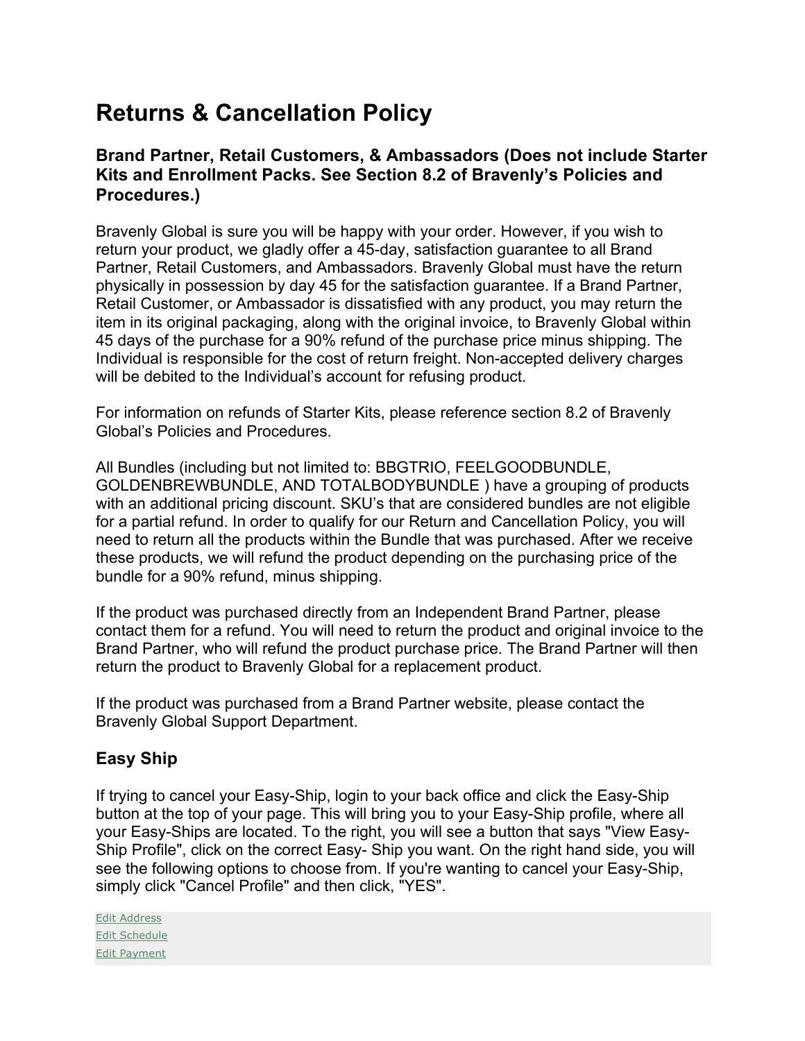# Returns & Cancellation Policy

### Brand Partner, Retail Customers, & Ambassadors (Does not include Starter Kits and Enrollment Packs. See Section 8.2 of Bravenly's Policies and Procedures.)

Bravenly Global is sure you will be happy with your order. However, if you wish to return your product, we gladly offer a 45-day, satisfaction guarantee to all Brand Partner, Retail Customers, and Ambassadors. Bravenly Global must have the return physically in possession by day 45 for the satisfaction guarantee. If a Brand Partner, Retail Customer, or Ambassador is dissatisfied with any product, you may return the item in its original packaging, along with the original invoice, to Bravenly Global within 45 days of the purchase for a 90% refund of the purchase price minus shipping. The Individual is responsible for the cost of return freight. Non-accepted delivery charges will be debited to the Individual's account for refusing product.

For information on refunds of Starter Kits, please reference section 8.2 of Bravenly Global's Policies and Procedures.

All Bundles (including but not limited to: BBGTRIO, FEELGOODBUNDLE, GOLDENBREWBUNDLE, AND TOTALBODYBUNDLE ) have a grouping of products with an additional pricing discount. SKU's that are considered bundles are not eligible for a partial refund. In order to qualify for our Return and Cancellation Policy, you will need to return all the products within the Bundle that was purchased. After we receive these products, we will refund the product depending on the purchasing price of the bundle for a 90% refund, minus shipping.

If the product was purchased directly from an Independent Brand Partner, please contact them for a refund. You will need to return the product and original invoice to the Brand Partner, who will refund the product purchase price. The Brand Partner will then return the product to Bravenly Global for a replacement product.

If the product was purchased from a Brand Partner website, please contact the Bravenly Global Support Department.

### Easy Ship

If trying to cancel your Easy-Ship, login to your back office and click the Easy-Ship button at the top of your page. This will bring you to your Easy-Ship profile, where all your Easy-Ships are located. To the right, you will see a button that says "View Easy-Ship Profile", click on the correct Easy- Ship you want. On the right hand side, you will see the following options to choose from. If you're wanting to cancel your Easy-Ship, simply click "Cancel Profile" and then click, "YES".

Edit Address
Edit Schedule
Edit Payment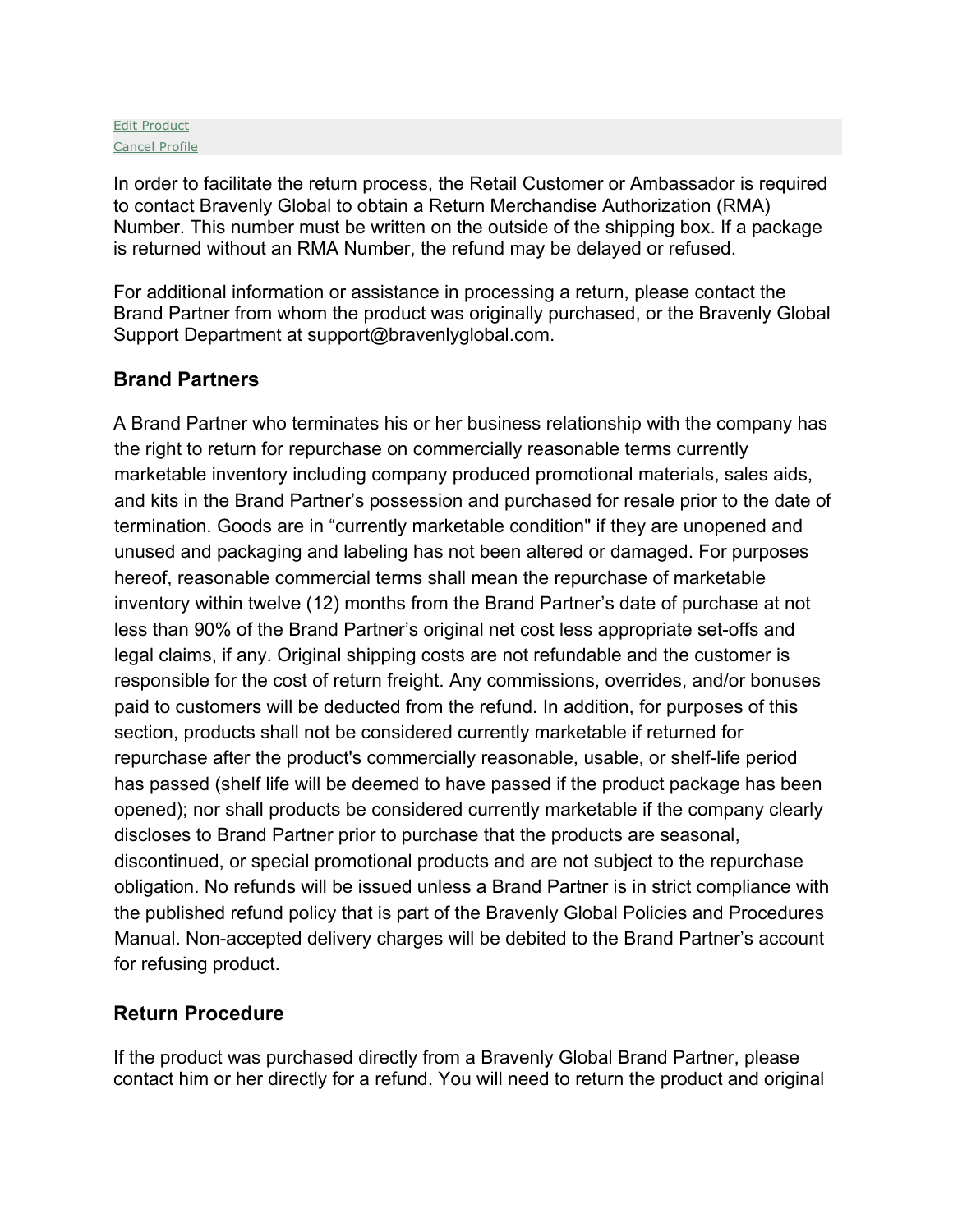Edit Product
Cancel Profile

In order to facilitate the return process, the Retail Customer or Ambassador is required to contact Bravenly Global to obtain a Return Merchandise Authorization (RMA) Number. This number must be written on the outside of the shipping box. If a package is returned without an RMA Number, the refund may be delayed or refused.

For additional information or assistance in processing a return, please contact the Brand Partner from whom the product was originally purchased, or the Bravenly Global Support Department at support@bravenlyglobal.com.

## Brand Partners

A Brand Partner who terminates his or her business relationship with the company has the right to return for repurchase on commercially reasonable terms currently marketable inventory including company produced promotional materials, sales aids, and kits in the Brand Partner's possession and purchased for resale prior to the date of termination. Goods are in "currently marketable condition" if they are unopened and unused and packaging and labeling has not been altered or damaged. For purposes hereof, reasonable commercial terms shall mean the repurchase of marketable inventory within twelve (12) months from the Brand Partner's date of purchase at not less than 90% of the Brand Partner's original net cost less appropriate set-offs and legal claims, if any. Original shipping costs are not refundable and the customer is responsible for the cost of return freight. Any commissions, overrides, and/or bonuses paid to customers will be deducted from the refund. In addition, for purposes of this section, products shall not be considered currently marketable if returned for repurchase after the product's commercially reasonable, usable, or shelf-life period has passed (shelf life will be deemed to have passed if the product package has been opened); nor shall products be considered currently marketable if the company clearly discloses to Brand Partner prior to purchase that the products are seasonal, discontinued, or special promotional products and are not subject to the repurchase obligation. No refunds will be issued unless a Brand Partner is in strict compliance with the published refund policy that is part of the Bravenly Global Policies and Procedures Manual. Non-accepted delivery charges will be debited to the Brand Partner's account for refusing product.

## Return Procedure

If the product was purchased directly from a Bravenly Global Brand Partner, please contact him or her directly for a refund. You will need to return the product and original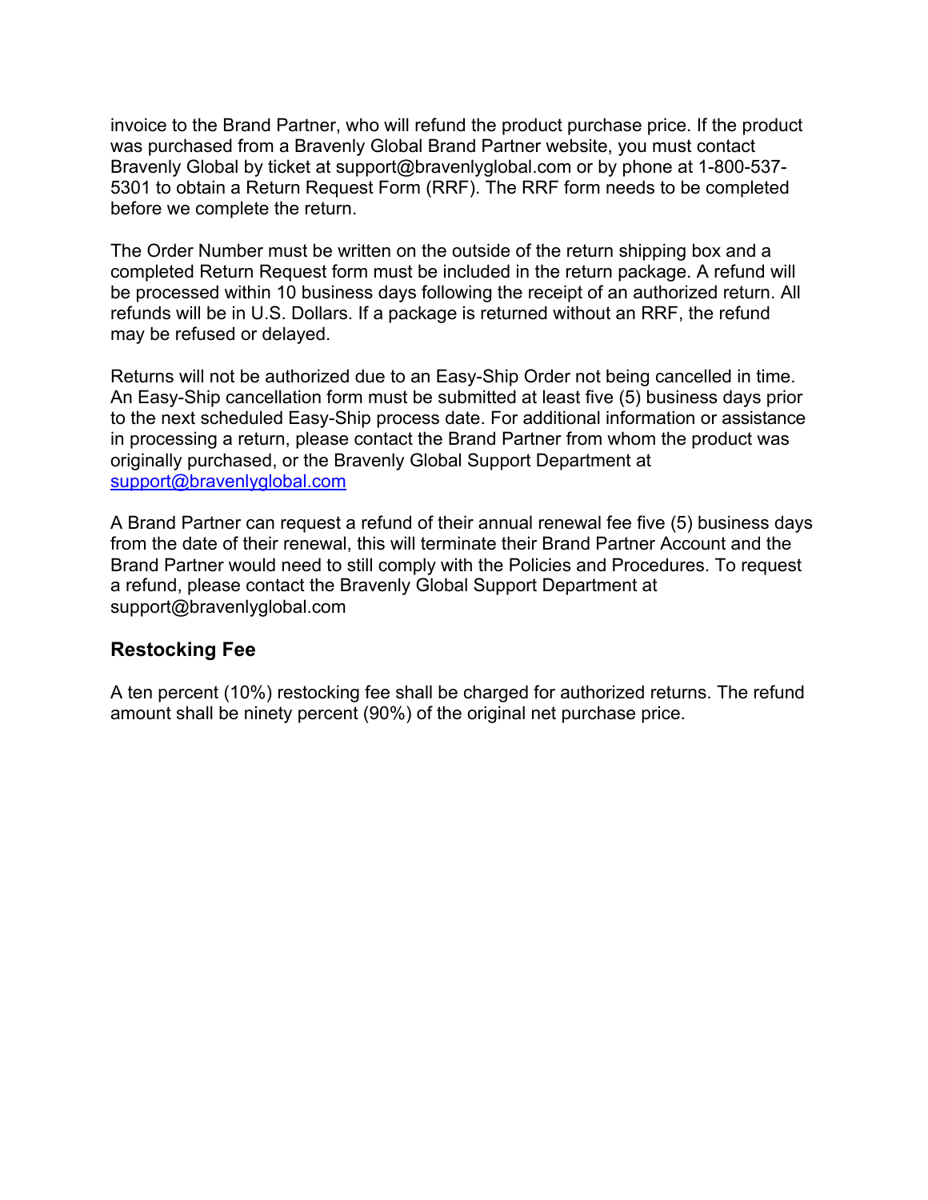invoice to the Brand Partner, who will refund the product purchase price. If the product was purchased from a Bravenly Global Brand Partner website, you must contact Bravenly Global by ticket at support@bravenlyglobal.com or by phone at 1-800-537-5301 to obtain a Return Request Form (RRF). The RRF form needs to be completed before we complete the return.

The Order Number must be written on the outside of the return shipping box and a completed Return Request form must be included in the return package. A refund will be processed within 10 business days following the receipt of an authorized return. All refunds will be in U.S. Dollars. If a package is returned without an RRF, the refund may be refused or delayed.

Returns will not be authorized due to an Easy-Ship Order not being cancelled in time. An Easy-Ship cancellation form must be submitted at least five (5) business days prior to the next scheduled Easy-Ship process date. For additional information or assistance in processing a return, please contact the Brand Partner from whom the product was originally purchased, or the Bravenly Global Support Department at support@bravenlyglobal.com

A Brand Partner can request a refund of their annual renewal fee five (5) business days from the date of their renewal, this will terminate their Brand Partner Account and the Brand Partner would need to still comply with the Policies and Procedures. To request a refund, please contact the Bravenly Global Support Department at support@bravenlyglobal.com

### Restocking Fee

A ten percent (10%) restocking fee shall be charged for authorized returns. The refund amount shall be ninety percent (90%) of the original net purchase price.